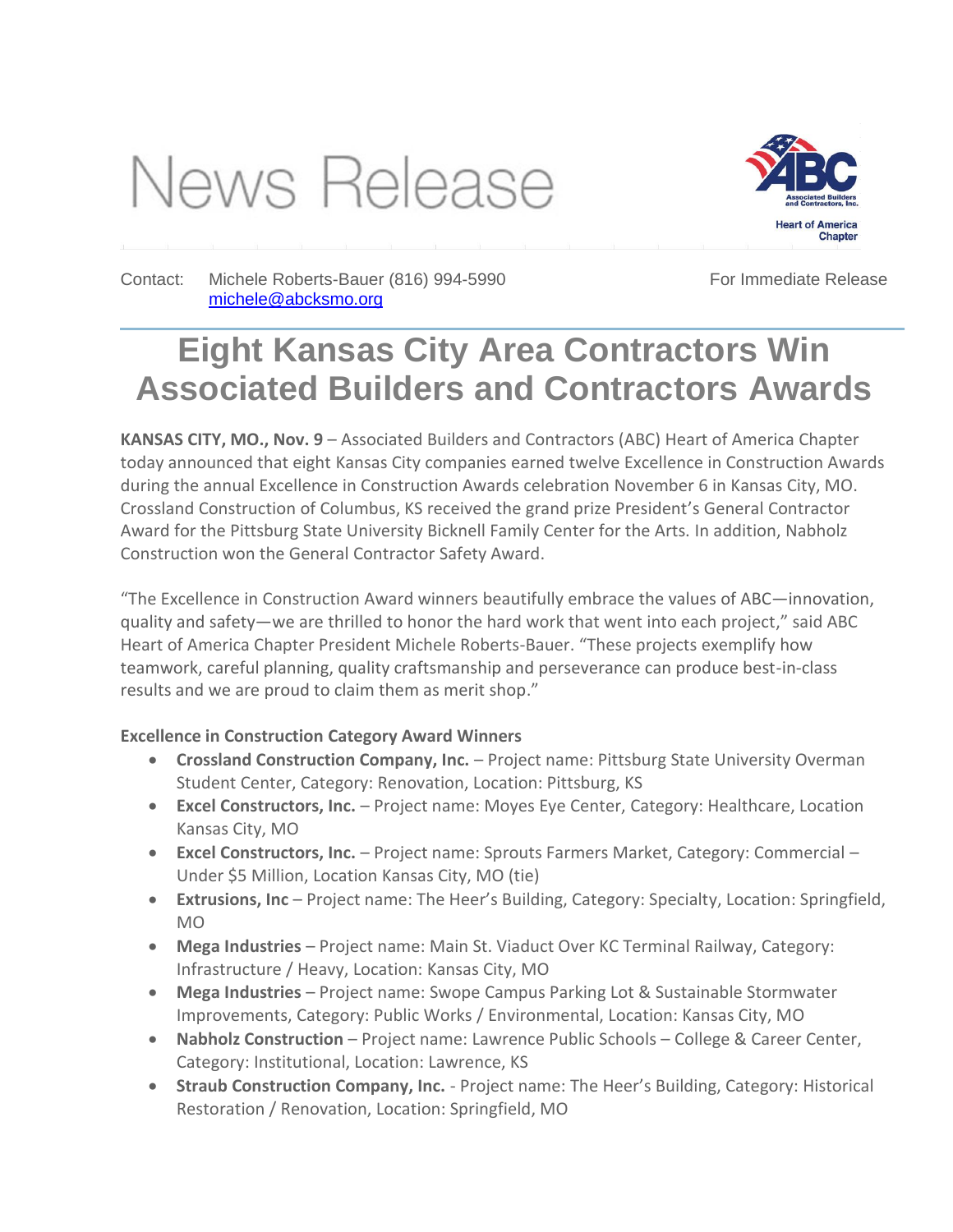# News Release

Associated Builders and Contractors, Inc.
Heart of America Chapter

Contact: Michele Roberts-Bauer (816) 994-5990
michele@abcksmo.org

For Immediate Release

# Eight Kansas City Area Contractors Win Associated Builders and Contractors Awards

**KANSAS CITY, MO., Nov. 9** – Associated Builders and Contractors (ABC) Heart of America Chapter today announced that eight Kansas City companies earned twelve Excellence in Construction Awards during the annual Excellence in Construction Awards celebration November 6 in Kansas City, MO. Crossland Construction of Columbus, KS received the grand prize President's General Contractor Award for the Pittsburg State University Bicknell Family Center for the Arts. In addition, Nabholz Construction won the General Contractor Safety Award.

"The Excellence in Construction Award winners beautifully embrace the values of ABC—innovation, quality and safety—we are thrilled to honor the hard work that went into each project," said ABC Heart of America Chapter President Michele Roberts-Bauer. "These projects exemplify how teamwork, careful planning, quality craftsmanship and perseverance can produce best-in-class results and we are proud to claim them as merit shop."

**Excellence in Construction Category Award Winners**

- **Crossland Construction Company, Inc.** – Project name: Pittsburg State University Overman Student Center, Category: Renovation, Location: Pittsburg, KS
- **Excel Constructors, Inc.** – Project name: Moyes Eye Center, Category: Healthcare, Location Kansas City, MO
- **Excel Constructors, Inc.** – Project name: Sprouts Farmers Market, Category: Commercial – Under $5 Million, Location Kansas City, MO (tie)
- **Extrusions, Inc** – Project name: The Heer's Building, Category: Specialty, Location: Springfield, MO
- **Mega Industries** – Project name: Main St. Viaduct Over KC Terminal Railway, Category: Infrastructure / Heavy, Location: Kansas City, MO
- **Mega Industries** – Project name: Swope Campus Parking Lot & Sustainable Stormwater Improvements, Category: Public Works / Environmental, Location: Kansas City, MO
- **Nabholz Construction** – Project name: Lawrence Public Schools – College & Career Center, Category: Institutional, Location: Lawrence, KS
- **Straub Construction Company, Inc.** - Project name: The Heer's Building, Category: Historical Restoration / Renovation, Location: Springfield, MO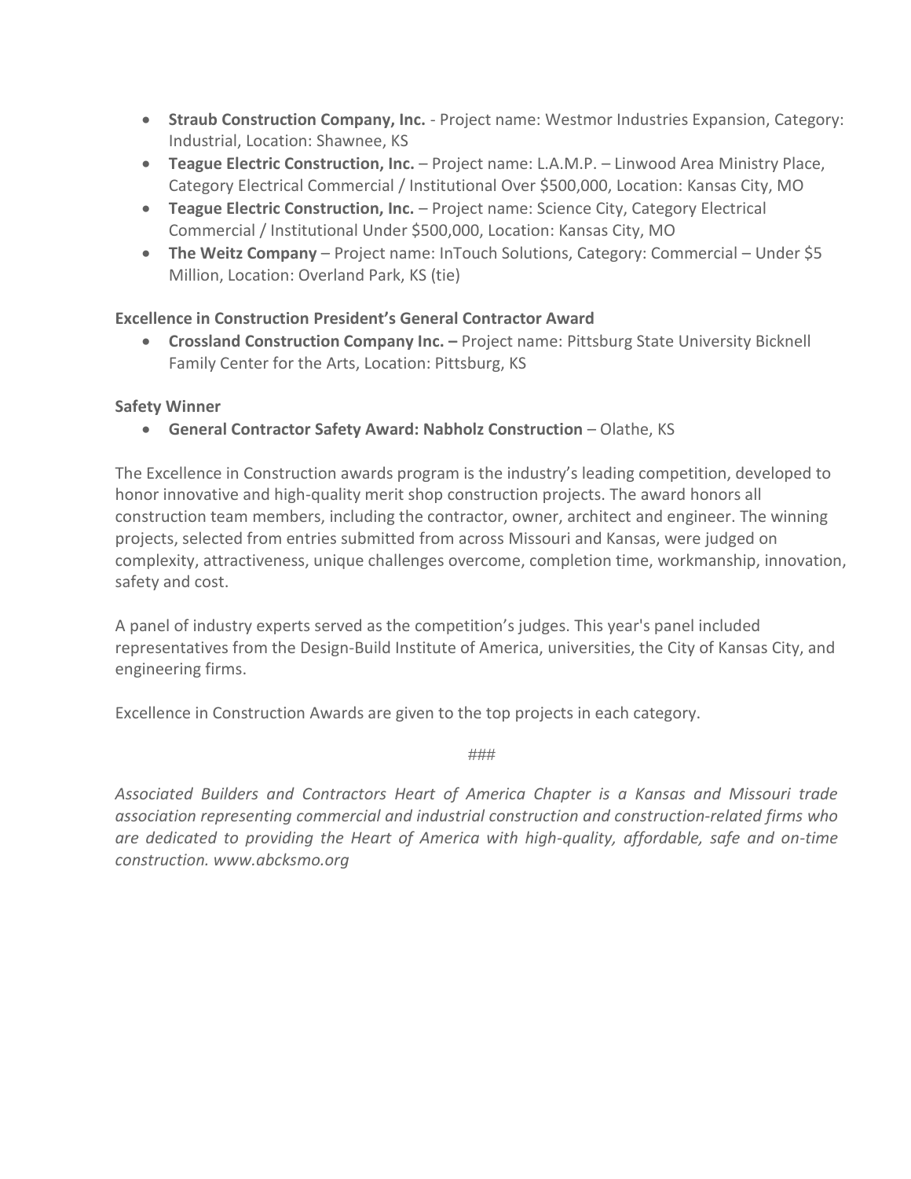- **Straub Construction Company, Inc.** - Project name: Westmor Industries Expansion, Category: Industrial, Location: Shawnee, KS
- **Teague Electric Construction, Inc.** – Project name: L.A.M.P. – Linwood Area Ministry Place, Category Electrical Commercial / Institutional Over $500,000, Location: Kansas City, MO
- **Teague Electric Construction, Inc.** – Project name: Science City, Category Electrical Commercial / Institutional Under $500,000, Location: Kansas City, MO
- **The Weitz Company** – Project name: InTouch Solutions, Category: Commercial – Under $5 Million, Location: Overland Park, KS (tie)

**Excellence in Construction President's General Contractor Award**

- **Crossland Construction Company Inc. –** Project name: Pittsburg State University Bicknell Family Center for the Arts, Location: Pittsburg, KS

**Safety Winner**

- **General Contractor Safety Award: Nabholz Construction** – Olathe, KS

The Excellence in Construction awards program is the industry's leading competition, developed to honor innovative and high-quality merit shop construction projects. The award honors all construction team members, including the contractor, owner, architect and engineer. The winning projects, selected from entries submitted from across Missouri and Kansas, were judged on complexity, attractiveness, unique challenges overcome, completion time, workmanship, innovation, safety and cost.

A panel of industry experts served as the competition's judges. This year's panel included representatives from the Design-Build Institute of America, universities, the City of Kansas City, and engineering firms.

Excellence in Construction Awards are given to the top projects in each category.

###

*Associated Builders and Contractors Heart of America Chapter is a Kansas and Missouri trade association representing commercial and industrial construction and construction-related firms who are dedicated to providing the Heart of America with high-quality, affordable, safe and on-time construction. www.abcksmo.org*